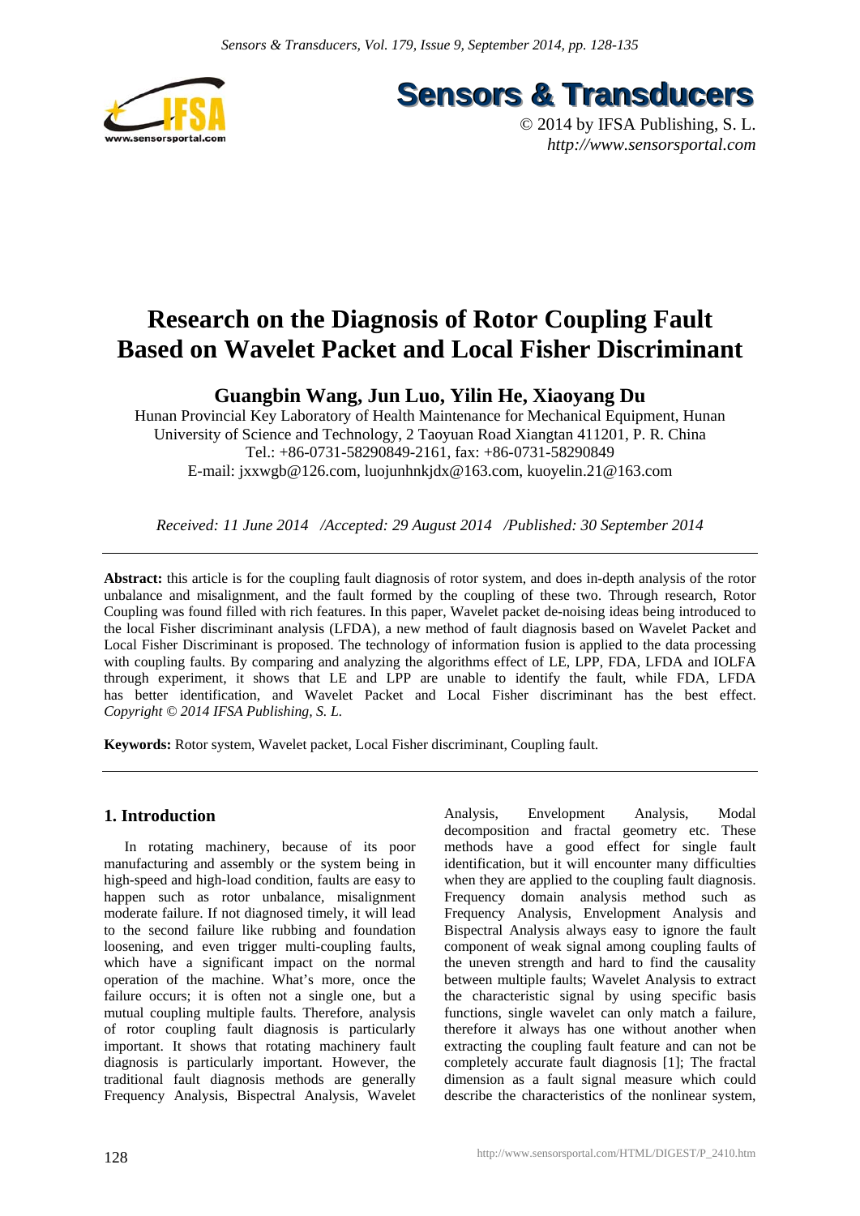# Research on the Diagnosis of Rotor Coupling Fault Based on Wavelet Packet and Local Fisher Discriminant

**Guangbin Wang, Jun Luo, Yilin He, Xiaoyang Du**

Hunan Provincial Key Laboratory of Health Maintenance for Mechanical Equipment, Hunan University of Science and Technology, 2 Taoyuan Road Xiangtan 411201, P. R. China

Tel.: +86-0731-58290849-2161, fax: +86-0731-58290849

E-mail: jxxwgb@126.com, luojunhnkjdx@163.com, kuoyelin.21@163.com

*Received: 11 June 2014 /Accepted: 29 August 2014 /Published: 30 September 2014*

---

**Abstract:** this article is for the coupling fault diagnosis of rotor system, and does in-depth analysis of the rotor unbalance and misalignment, and the fault formed by the coupling of these two. Through research, Rotor Coupling was found filled with rich features. In this paper, Wavelet packet de-noising ideas being introduced to the local Fisher discriminant analysis (LFDA), a new method of fault diagnosis based on Wavelet Packet and Local Fisher Discriminant is proposed. The technology of information fusion is applied to the data processing with coupling faults. By comparing and analyzing the algorithms effect of LE, LPP, FDA, LFDA and IOLFA through experiment, it shows that LE and LPP are unable to identify the fault, while FDA, LFDA has better identification, and Wavelet Packet and Local Fisher discriminant has the best effect. *Copyright © 2014 IFSA Publishing, S. L.*

**Keywords:** Rotor system, Wavelet packet, Local Fisher discriminant, Coupling fault.

---

## 1. Introduction

In rotating machinery, because of its poor manufacturing and assembly or the system being in high-speed and high-load condition, faults are easy to happen such as rotor unbalance, misalignment moderate failure. If not diagnosed timely, it will lead to the second failure like rubbing and foundation loosening, and even trigger multi-coupling faults, which have a significant impact on the normal operation of the machine. What's more, once the failure occurs; it is often not a single one, but a mutual coupling multiple faults. Therefore, analysis of rotor coupling fault diagnosis is particularly important. It shows that rotating machinery fault diagnosis is particularly important. However, the traditional fault diagnosis methods are generally Frequency Analysis, Bispectral Analysis, Wavelet Analysis, Envelopment Analysis, Modal decomposition and fractal geometry etc. These methods have a good effect for single fault identification, but it will encounter many difficulties when they are applied to the coupling fault diagnosis. Frequency domain analysis method such as Frequency Analysis, Envelopment Analysis and Bispectral Analysis always easy to ignore the fault component of weak signal among coupling faults of the uneven strength and hard to find the causality between multiple faults; Wavelet Analysis to extract the characteristic signal by using specific basis functions, single wavelet can only match a failure, therefore it always has one without another when extracting the coupling fault feature and can not be completely accurate fault diagnosis [1]; The fractal dimension as a fault signal measure which could describe the characteristics of the nonlinear system,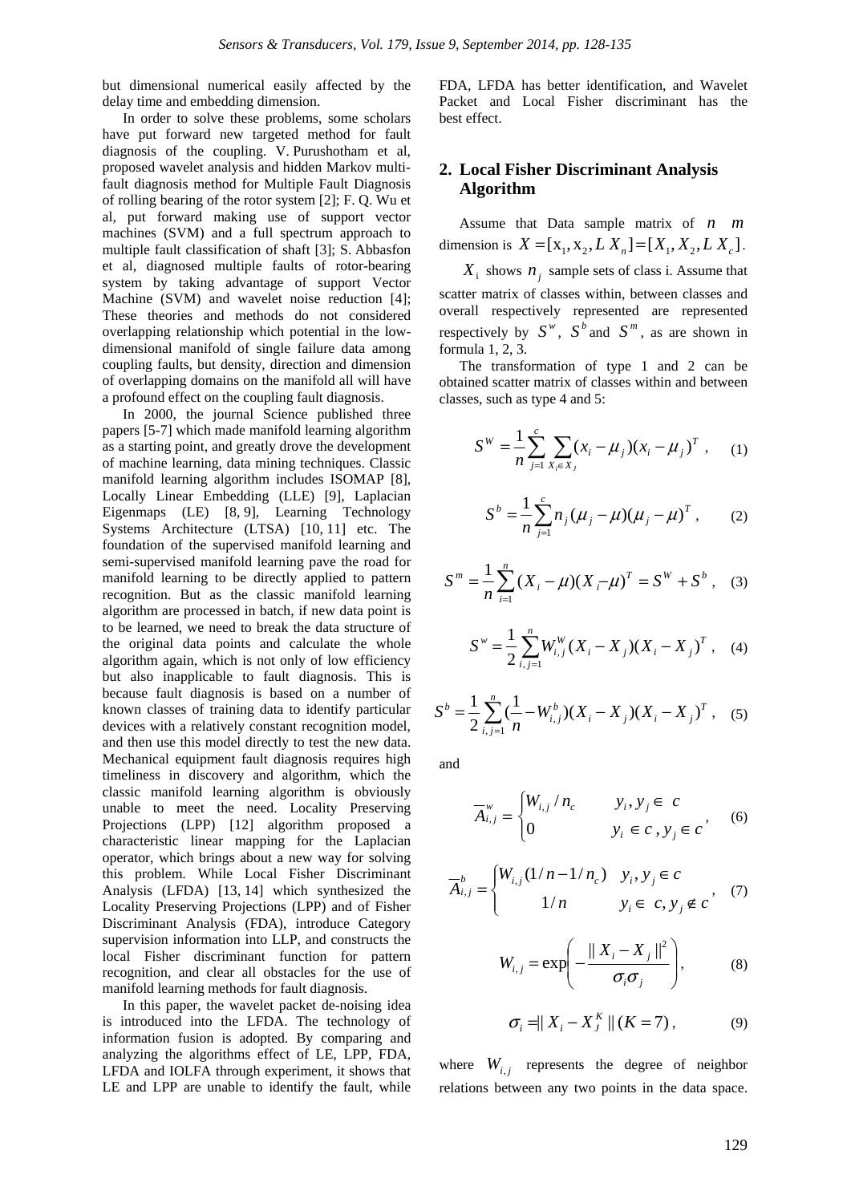but dimensional numerical easily affected by the delay time and embedding dimension.

In order to solve these problems, some scholars have put forward new targeted method for fault diagnosis of the coupling. V. Purushotham et al, proposed wavelet analysis and hidden Markov multi-fault diagnosis method for Multiple Fault Diagnosis of rolling bearing of the rotor system [2]; F. Q. Wu et al, put forward making use of support vector machines (SVM) and a full spectrum approach to multiple fault classification of shaft [3]; S. Abbasfon et al, diagnosed multiple faults of rotor-bearing system by taking advantage of support Vector Machine (SVM) and wavelet noise reduction [4]; These theories and methods do not considered overlapping relationship which potential in the low-dimensional manifold of single failure data among coupling faults, but density, direction and dimension of overlapping domains on the manifold all will have a profound effect on the coupling fault diagnosis.

In 2000, the journal Science published three papers [5-7] which made manifold learning algorithm as a starting point, and greatly drove the development of machine learning, data mining techniques. Classic manifold learning algorithm includes ISOMAP [8], Locally Linear Embedding (LLE) [9], Laplacian Eigenmaps (LE) [8, 9], Learning Technology Systems Architecture (LTSA) [10, 11] etc. The foundation of the supervised manifold learning and semi-supervised manifold learning pave the road for manifold learning to be directly applied to pattern recognition. But as the classic manifold learning algorithm are processed in batch, if new data point is to be learned, we need to break the data structure of the original data points and calculate the whole algorithm again, which is not only of low efficiency but also inapplicable to fault diagnosis. This is because fault diagnosis is based on a number of known classes of training data to identify particular devices with a relatively constant recognition model, and then use this model directly to test the new data. Mechanical equipment fault diagnosis requires high timeliness in discovery and algorithm, which the classic manifold learning algorithm is obviously unable to meet the need. Locality Preserving Projections (LPP) [12] algorithm proposed a characteristic linear mapping for the Laplacian operator, which brings about a new way for solving this problem. While Local Fisher Discriminant Analysis (LFDA) [13, 14] which synthesized the Locality Preserving Projections (LPP) and of Fisher Discriminant Analysis (FDA), introduce Category supervision information into LLP, and constructs the local Fisher discriminant function for pattern recognition, and clear all obstacles for the use of manifold learning methods for fault diagnosis.

In this paper, the wavelet packet de-noising idea is introduced into the LFDA. The technology of information fusion is adopted. By comparing and analyzing the algorithms effect of LE, LPP, FDA, LFDA and IOLFA through experiment, it shows that LE and LPP are unable to identify the fault, while FDA, LFDA has better identification, and Wavelet Packet and Local Fisher discriminant has the best effect.

## 2. Local Fisher Discriminant Analysis Algorithm

Assume that Data sample matrix of $n$ $m$ dimension is $X = [x_1, x_2, L\ X_n] = [X_1, X_2, L\ X_c]$.

$X_i$ shows $n_j$ sample sets of class i. Assume that scatter matrix of classes within, between classes and overall respectively represented are represented respectively by $S^w$, $S^b$ and $S^m$, as are shown in formula 1, 2, 3.

The transformation of type 1 and 2 can be obtained scatter matrix of classes within and between classes, such as type 4 and 5:

$$S^W = \frac{1}{n}\sum_{j=1}^{c}\sum_{X_i \in X_J}(x_i - \mu_j)(x_i - \mu_j)^T, \quad (1)$$

$$S^b = \frac{1}{n}\sum_{j=1}^{c} n_j(\mu_j - \mu)(\mu_j - \mu)^T, \quad (2)$$

$$S^m = \frac{1}{n}\sum_{i=1}^{n}(X_i - \mu)(X_i - \mu)^T = S^W + S^b, \quad (3)$$

$$S^w = \frac{1}{2}\sum_{i,j=1}^{n} W_{i,j}^{W}(X_i - X_j)(X_i - X_j)^T, \quad (4)$$

$$S^b = \frac{1}{2}\sum_{i,j=1}^{n}\left(\frac{1}{n} - W_{i,j}^{b}\right)(X_i - X_j)(X_i - X_j)^T, \quad (5)$$

and

$$\overline{A}_{i,j}^{w} = \begin{cases} W_{i,j}/n_c & y_i, y_j \in c \\ 0 & y_i \in c, y_j \in c \end{cases}, \quad (6)$$

$$\overline{A}_{i,j}^{b} = \begin{cases} W_{i,j}(1/n - 1/n_c) & y_i, y_j \in c \\ 1/n & y_i \in c, y_j \notin c \end{cases}, \quad (7)$$

$$W_{i,j} = \exp\left(-\frac{\| X_i - X_j \|^2}{\sigma_i \sigma_j}\right), \quad (8)$$

$$\sigma_i = \| X_i - X_J^K \| \,(K = 7), \quad (9)$$

where $W_{i,j}$ represents the degree of neighbor relations between any two points in the data space.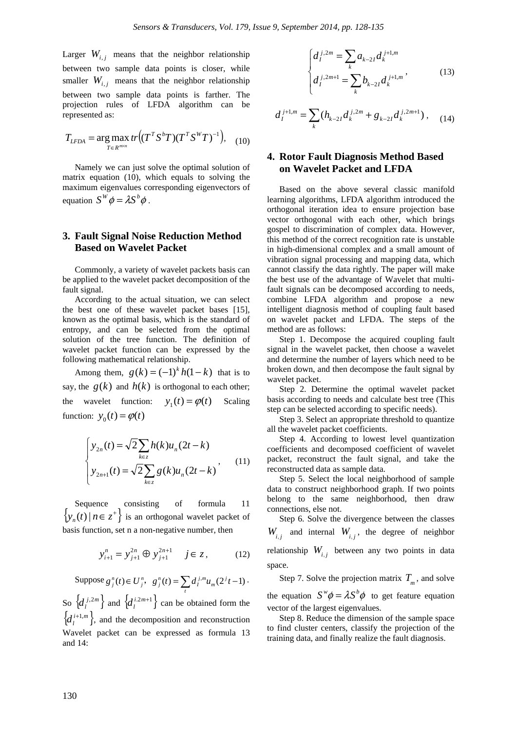Larger $W_{i,j}$ means that the neighbor relationship between two sample data points is closer, while smaller $W_{i,j}$ means that the neighbor relationship between two sample data points is farther. The projection rules of LFDA algorithm can be represented as:

$$T_{LFDA} = \arg\max_{T \in R^{m \times n}} tr\left((T^T S^b T)(T^T S^W T)^{-1}\right), \quad (10)$$

Namely we can just solve the optimal solution of matrix equation (10), which equals to solving the maximum eigenvalues corresponding eigenvectors of equation $S^W \phi = \lambda S^b \phi$.

## 3. Fault Signal Noise Reduction Method Based on Wavelet Packet

Commonly, a variety of wavelet packets basis can be applied to the wavelet packet decomposition of the fault signal.

According to the actual situation, we can select the best one of these wavelet packet bases [15], known as the optimal basis, which is the standard of entropy, and can be selected from the optimal solution of the tree function. The definition of wavelet packet function can be expressed by the following mathematical relationship.

Among them, $g(k) = (-1)^k h(1-k)$ that is to say, the $g(k)$ and $h(k)$ is orthogonal to each other; the wavelet function: $y_1(t) = \varphi(t)$ Scaling function: $y_0(t) = \varphi(t)$

$$\begin{cases} y_{2n}(t) = \sqrt{2} \sum_{k \in z} h(k) u_n(2t-k) \\ y_{2n+1}(t) = \sqrt{2} \sum_{k \in z} g(k) u_n(2t-k) \end{cases}, \quad (11)$$

Sequence consisting of formula 11 $\{y_n(t) \mid n \in z^+\}$ is an orthogonal wavelet packet of basis function, set n a non-negative number, then

$$y_{i+1}^n = y_{j+1}^{2n} \oplus y_{j+1}^{2n+1} \quad j \in z, \quad (12)$$

Suppose $g_j^n(t) \in U_j^n$, $g_j^n(t) = \sum_t d_l^{j,m} u_m(2^j t - 1)$.

So $\{d_l^{j,2m}\}$ and $\{d_l^{i,2m+1}\}$ can be obtained form the $\{d_l^{i+1,m}\}$, and the decomposition and reconstruction Wavelet packet can be expressed as formula 13 and 14:

$$\begin{cases} d_I^{j,2m} = \sum_k a_{k-2I} d_k^{j+1,m} \\ d_I^{j,2m+1} = \sum_k b_{k-2I} d_k^{j+1,m} \end{cases}, \quad (13)$$

$$d_I^{j+1,m} = \sum_k (h_{k-2I} d_k^{j,2m} + g_{k-2I} d_k^{j,2m+1}), \quad (14)$$

## 4. Rotor Fault Diagnosis Method Based on Wavelet Packet and LFDA

Based on the above several classic manifold learning algorithms, LFDA algorithm introduced the orthogonal iteration idea to ensure projection base vector orthogonal with each other, which brings gospel to discrimination of complex data. However, this method of the correct recognition rate is unstable in high-dimensional complex and a small amount of vibration signal processing and mapping data, which cannot classify the data rightly. The paper will make the best use of the advantage of Wavelet that multi-fault signals can be decomposed according to needs, combine LFDA algorithm and propose a new intelligent diagnosis method of coupling fault based on wavelet packet and LFDA. The steps of the method are as follows:

Step 1. Decompose the acquired coupling fault signal in the wavelet packet, then choose a wavelet and determine the number of layers which need to be broken down, and then decompose the fault signal by wavelet packet.

Step 2. Determine the optimal wavelet packet basis according to needs and calculate best tree (This step can be selected according to specific needs).

Step 3. Select an appropriate threshold to quantize all the wavelet packet coefficients.

Step 4. According to lowest level quantization coefficients and decomposed coefficient of wavelet packet, reconstruct the fault signal, and take the reconstructed data as sample data.

Step 5. Select the local neighborhood of sample data to construct neighborhood graph. If two points belong to the same neighborhood, then draw connections, else not.

Step 6. Solve the divergence between the classes $W_{i,j}$ and internal $W_{i,j}$, the degree of neighbor relationship $W_{i,j}$ between any two points in data space.

Step 7. Solve the projection matrix $T_m$, and solve the equation $S^w \phi = \lambda S^b \phi$ to get feature equation vector of the largest eigenvalues.

Step 8. Reduce the dimension of the sample space to find cluster centers, classify the projection of the training data, and finally realize the fault diagnosis.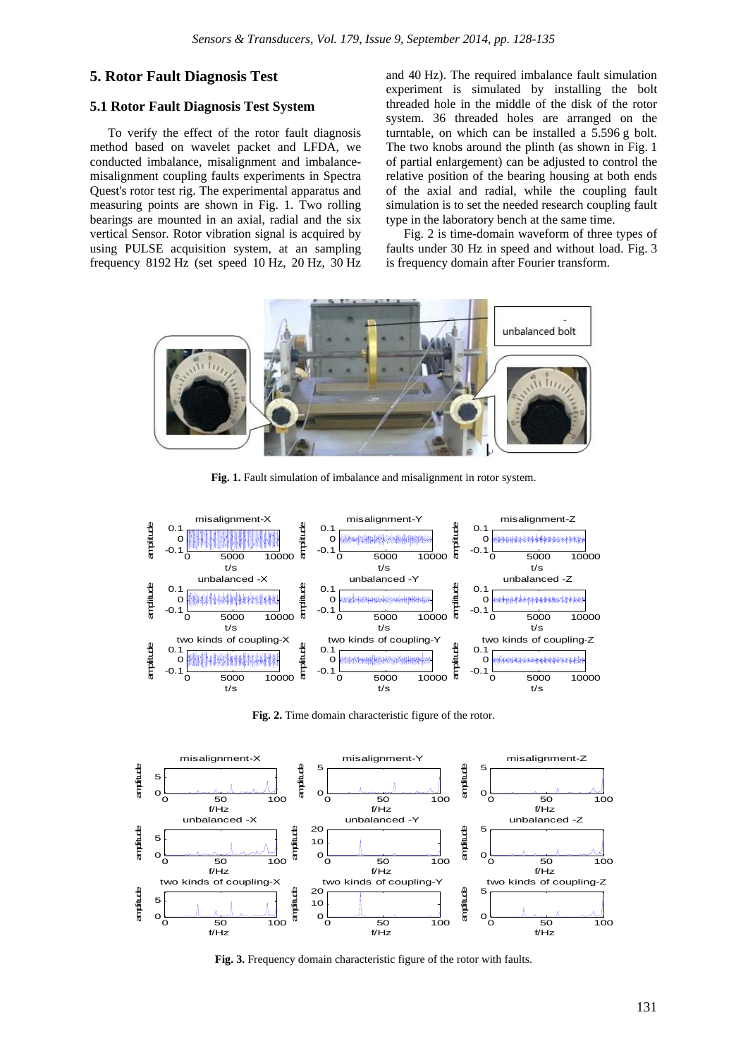## 5. Rotor Fault Diagnosis Test

### 5.1 Rotor Fault Diagnosis Test System

To verify the effect of the rotor fault diagnosis method based on wavelet packet and LFDA, we conducted imbalance, misalignment and imbalance-misalignment coupling faults experiments in Spectra Quest's rotor test rig. The experimental apparatus and measuring points are shown in Fig. 1. Two rolling bearings are mounted in an axial, radial and the six vertical Sensor. Rotor vibration signal is acquired by using PULSE acquisition system, at an sampling frequency 8192 Hz (set speed 10 Hz, 20 Hz, 30 Hz and 40 Hz). The required imbalance fault simulation experiment is simulated by installing the bolt threaded hole in the middle of the disk of the rotor system. 36 threaded holes are arranged on the turntable, on which can be installed a 5.596 g bolt. The two knobs around the plinth (as shown in Fig. 1 of partial enlargement) can be adjusted to control the relative position of the bearing housing at both ends of the axial and radial, while the coupling fault simulation is to set the needed research coupling fault type in the laboratory bench at the same time.

Fig. 2 is time-domain waveform of three types of faults under 30 Hz in speed and without load. Fig. 3 is frequency domain after Fourier transform.

**Fig. 1.** Fault simulation of imbalance and misalignment in rotor system.

**Fig. 2.** Time domain characteristic figure of the rotor.

**Fig. 3.** Frequency domain characteristic figure of the rotor with faults.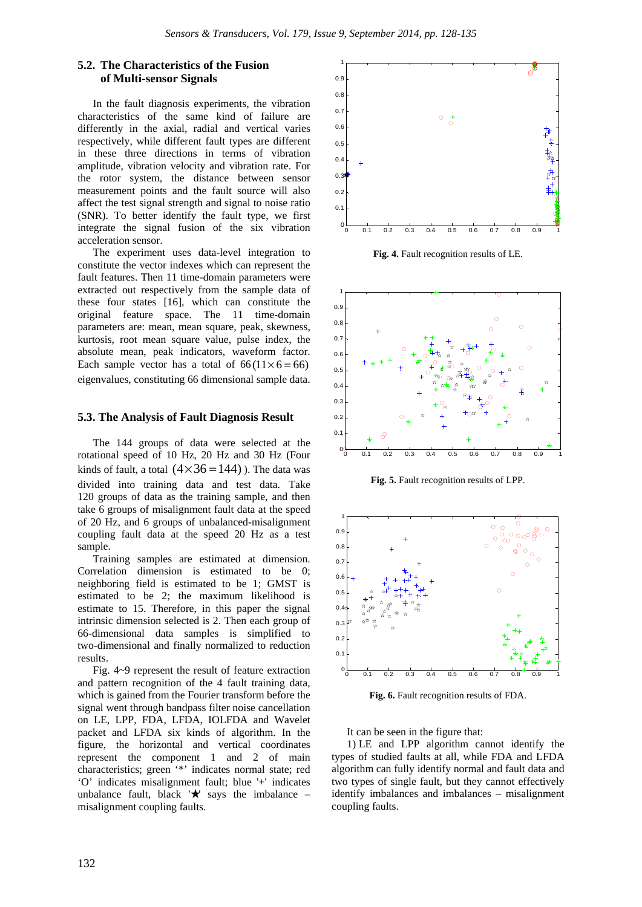### 5.2. The Characteristics of the Fusion of Multi-sensor Signals

In the fault diagnosis experiments, the vibration characteristics of the same kind of failure are differently in the axial, radial and vertical varies respectively, while different fault types are different in these three directions in terms of vibration amplitude, vibration velocity and vibration rate. For the rotor system, the distance between sensor measurement points and the fault source will also affect the test signal strength and signal to noise ratio (SNR). To better identify the fault type, we first integrate the signal fusion of the six vibration acceleration sensor.

The experiment uses data-level integration to constitute the vector indexes which can represent the fault features. Then 11 time-domain parameters were extracted out respectively from the sample data of these four states [16], which can constitute the original feature space. The 11 time-domain parameters are: mean, mean square, peak, skewness, kurtosis, root mean square value, pulse index, the absolute mean, peak indicators, waveform factor. Each sample vector has a total of $66 (11\times 6 = 66)$ eigenvalues, constituting 66 dimensional sample data.

### 5.3. The Analysis of Fault Diagnosis Result

The 144 groups of data were selected at the rotational speed of 10 Hz, 20 Hz and 30 Hz (Four kinds of fault, a total $(4\times 36 = 144)$). The data was divided into training data and test data. Take 120 groups of data as the training sample, and then take 6 groups of misalignment fault data at the speed of 20 Hz, and 6 groups of unbalanced-misalignment coupling fault data at the speed 20 Hz as a test sample.

Training samples are estimated at dimension. Correlation dimension is estimated to be 0; neighboring field is estimated to be 1; GMST is estimated to be 2; the maximum likelihood is estimate to 15. Therefore, in this paper the signal intrinsic dimension selected is 2. Then each group of 66-dimensional data samples is simplified to two-dimensional and finally normalized to reduction results.

Fig. 4~9 represent the result of feature extraction and pattern recognition of the 4 fault training data, which is gained from the Fourier transform before the signal went through bandpass filter noise cancellation on LE, LPP, FDA, LFDA, IOLFDA and Wavelet packet and LFDA six kinds of algorithm. In the figure, the horizontal and vertical coordinates represent the component 1 and 2 of main characteristics; green '*' indicates normal state; red 'O' indicates misalignment fault; blue '+' indicates unbalance fault, black '★' says the imbalance – misalignment coupling faults.

**Fig. 4.** Fault recognition results of LE.

**Fig. 5.** Fault recognition results of LPP.

**Fig. 6.** Fault recognition results of FDA.

It can be seen in the figure that:

1) LE and LPP algorithm cannot identify the types of studied faults at all, while FDA and LFDA algorithm can fully identify normal and fault data and two types of single fault, but they cannot effectively identify imbalances and imbalances – misalignment coupling faults.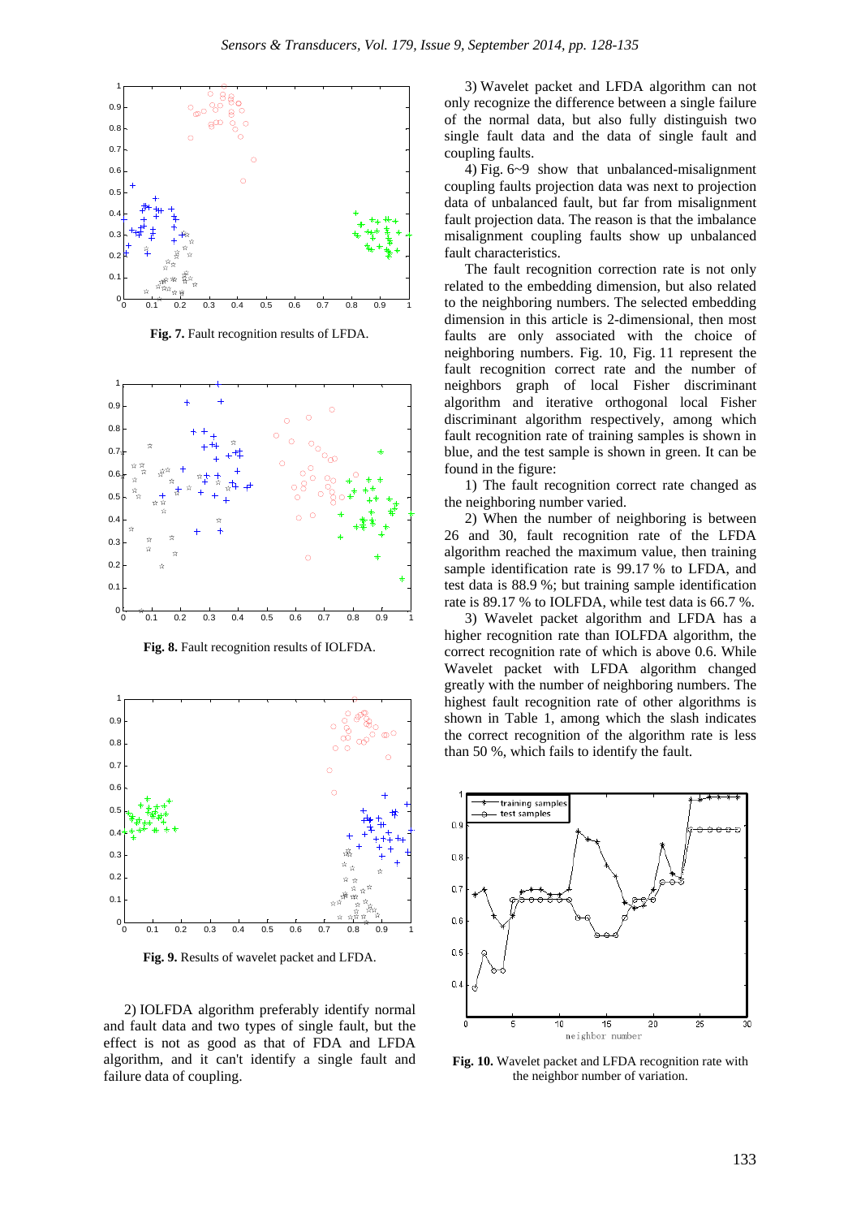Fig. 7. Fault recognition results of LFDA.

Fig. 8. Fault recognition results of IOLFDA.

Fig. 9. Results of wavelet packet and LFDA.

2) IOLFDA algorithm preferably identify normal and fault data and two types of single fault, but the effect is not as good as that of FDA and LFDA algorithm, and it can't identify a single fault and failure data of coupling.

3) Wavelet packet and LFDA algorithm can not only recognize the difference between a single failure of the normal data, but also fully distinguish two single fault data and the data of single fault and coupling faults.

4) Fig. 6~9 show that unbalanced-misalignment coupling faults projection data was next to projection data of unbalanced fault, but far from misalignment fault projection data. The reason is that the imbalance misalignment coupling faults show up unbalanced fault characteristics.

The fault recognition correction rate is not only related to the embedding dimension, but also related to the neighboring numbers. The selected embedding dimension in this article is 2-dimensional, then most faults are only associated with the choice of neighboring numbers. Fig. 10, Fig. 11 represent the fault recognition correct rate and the number of neighbors graph of local Fisher discriminant algorithm and iterative orthogonal local Fisher discriminant algorithm respectively, among which fault recognition rate of training samples is shown in blue, and the test sample is shown in green. It can be found in the figure:

1) The fault recognition correct rate changed as the neighboring number varied.

2) When the number of neighboring is between 26 and 30, fault recognition rate of the LFDA algorithm reached the maximum value, then training sample identification rate is 99.17 % to LFDA, and test data is 88.9 %; but training sample identification rate is 89.17 % to IOLFDA, while test data is 66.7 %.

3) Wavelet packet algorithm and LFDA has a higher recognition rate than IOLFDA algorithm, the correct recognition rate of which is above 0.6. While Wavelet packet with LFDA algorithm changed greatly with the number of neighboring numbers. The highest fault recognition rate of other algorithms is shown in Table 1, among which the slash indicates the correct recognition of the algorithm rate is less than 50 %, which fails to identify the fault.

Fig. 10. Wavelet packet and LFDA recognition rate with the neighbor number of variation.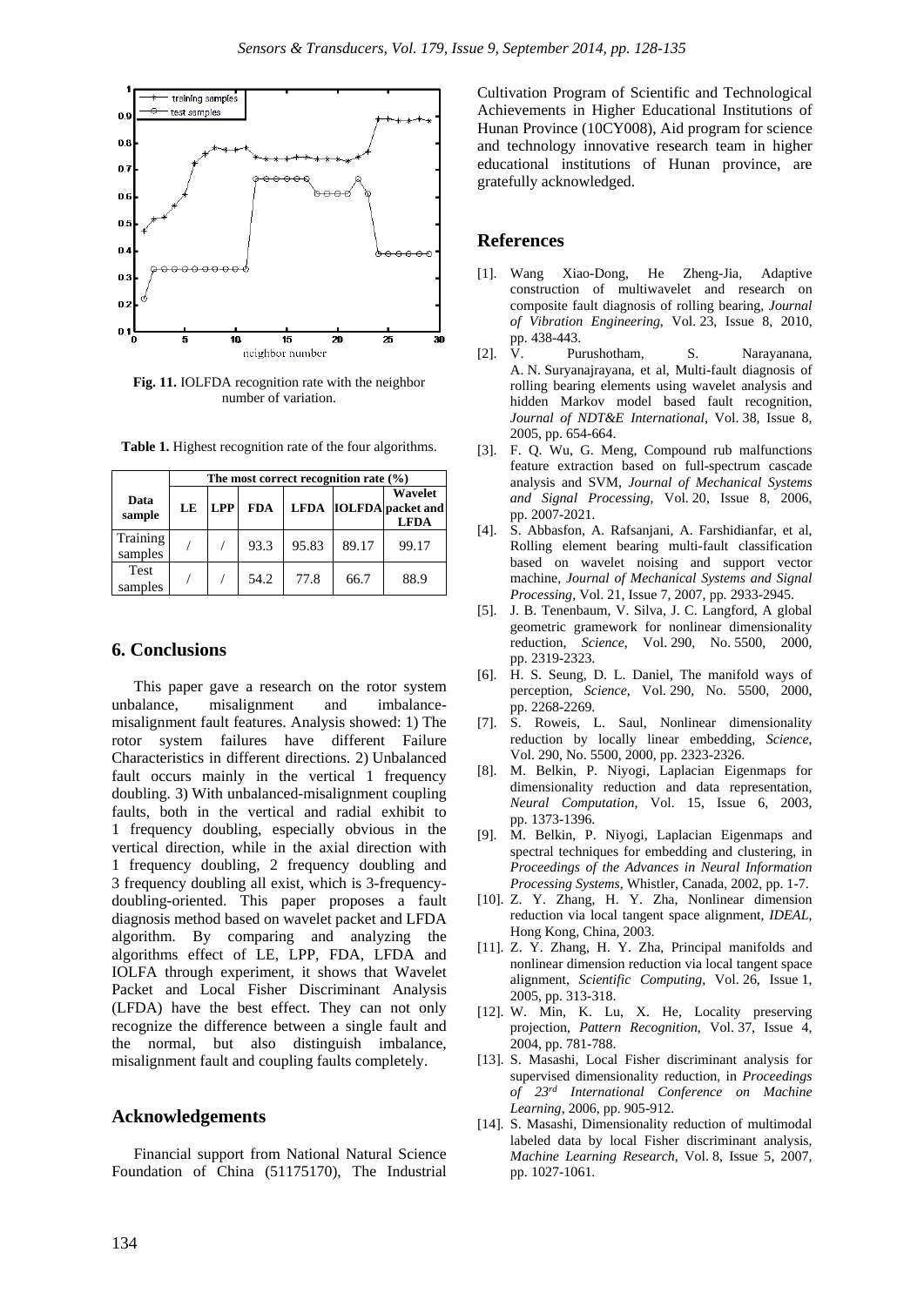Fig. 11. IOLFDA recognition rate with the neighbor number of variation.

Table 1. Highest recognition rate of the four algorithms.

| Data sample | The most correct recognition rate (%) | | | | | |
|---|---|---|---|---|---|---|
| | LE | LPP | FDA | LFDA | IOLFDA | Wavelet packet and LFDA |
| Training samples | / | / | 93.3 | 95.83 | 89.17 | 99.17 |
| Test samples | / | / | 54.2 | 77.8 | 66.7 | 88.9 |

## 6. Conclusions

This paper gave a research on the rotor system unbalance, misalignment and imbalance-misalignment fault features. Analysis showed: 1) The rotor system failures have different Failure Characteristics in different directions. 2) Unbalanced fault occurs mainly in the vertical 1 frequency doubling. 3) With unbalanced-misalignment coupling faults, both in the vertical and radial exhibit to 1 frequency doubling, especially obvious in the vertical direction, while in the axial direction with 1 frequency doubling, 2 frequency doubling and 3 frequency doubling all exist, which is 3-frequency-doubling-oriented. This paper proposes a fault diagnosis method based on wavelet packet and LFDA algorithm. By comparing and analyzing the algorithms effect of LE, LPP, FDA, LFDA and IOLFA through experiment, it shows that Wavelet Packet and Local Fisher Discriminant Analysis (LFDA) have the best effect. They can not only recognize the difference between a single fault and the normal, but also distinguish imbalance, misalignment fault and coupling faults completely.

## Acknowledgements

Financial support from National Natural Science Foundation of China (51175170), The Industrial Cultivation Program of Scientific and Technological Achievements in Higher Educational Institutions of Hunan Province (10CY008), Aid program for science and technology innovative research team in higher educational institutions of Hunan province, are gratefully acknowledged.

## References

[1]. Wang Xiao-Dong, He Zheng-Jia, Adaptive construction of multiwavelet and research on composite fault diagnosis of rolling bearing, *Journal of Vibration Engineering*, Vol. 23, Issue 8, 2010, pp. 438-443.

[2]. V. Purushotham, S. Narayanana, A. N. Suryanajrayana, et al, Multi-fault diagnosis of rolling bearing elements using wavelet analysis and hidden Markov model based fault recognition, *Journal of NDT&E International*, Vol. 38, Issue 8, 2005, pp. 654-664.

[3]. F. Q. Wu, G. Meng, Compound rub malfunctions feature extraction based on full-spectrum cascade analysis and SVM, *Journal of Mechanical Systems and Signal Processing*, Vol. 20, Issue 8, 2006, pp. 2007-2021.

[4]. S. Abbasfon, A. Rafsanjani, A. Farshidianfar, et al, Rolling element bearing multi-fault classification based on wavelet noising and support vector machine, *Journal of Mechanical Systems and Signal Processing*, Vol. 21, Issue 7, 2007, pp. 2933-2945.

[5]. J. B. Tenenbaum, V. Silva, J. C. Langford, A global geometric gramework for nonlinear dimensionality reduction, *Science*, Vol. 290, No. 5500, 2000, pp. 2319-2323.

[6]. H. S. Seung, D. L. Daniel, The manifold ways of perception, *Science*, Vol. 290, No. 5500, 2000, pp. 2268-2269.

[7]. S. Roweis, L. Saul, Nonlinear dimensionality reduction by locally linear embedding, *Science*, Vol. 290, No. 5500, 2000, pp. 2323-2326.

[8]. M. Belkin, P. Niyogi, Laplacian Eigenmaps for dimensionality reduction and data representation, *Neural Computation*, Vol. 15, Issue 6, 2003, pp. 1373-1396.

[9]. M. Belkin, P. Niyogi, Laplacian Eigenmaps and spectral techniques for embedding and clustering, in *Proceedings of the Advances in Neural Information Processing Systems*, Whistler, Canada, 2002, pp. 1-7.

[10]. Z. Y. Zhang, H. Y. Zha, Nonlinear dimension reduction via local tangent space alignment, *IDEAL*, Hong Kong, China, 2003.

[11]. Z. Y. Zhang, H. Y. Zha, Principal manifolds and nonlinear dimension reduction via local tangent space alignment, *Scientific Computing*, Vol. 26, Issue 1, 2005, pp. 313-318.

[12]. W. Min, K. Lu, X. He, Locality preserving projection, *Pattern Recognition*, Vol. 37, Issue 4, 2004, pp. 781-788.

[13]. S. Masashi, Local Fisher discriminant analysis for supervised dimensionality reduction, in *Proceedings of 23rd International Conference on Machine Learning*, 2006, pp. 905-912.

[14]. S. Masashi, Dimensionality reduction of multimodal labeled data by local Fisher discriminant analysis, *Machine Learning Research*, Vol. 8, Issue 5, 2007, pp. 1027-1061.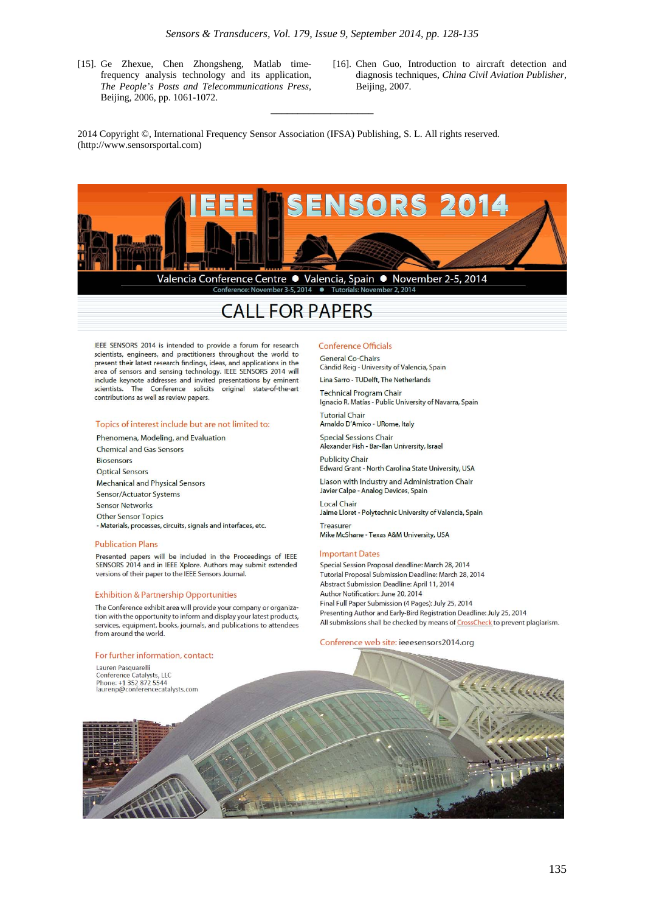[15]. Ge Zhexue, Chen Zhongsheng, Matlab time-frequency analysis technology and its application, *The People's Posts and Telecommunications Press*, Beijing, 2006, pp. 1061-1072.

[16]. Chen Guo, Introduction to aircraft detection and diagnosis techniques, *China Civil Aviation Publisher*, Beijing, 2007.

---

2014 Copyright ©, International Frequency Sensor Association (IFSA) Publishing, S. L. All rights reserved. (http://www.sensorsportal.com)

# IEEE SENSORS 2014

Valencia Conference Centre ● Valencia, Spain ● November 2-5, 2014

Conference: November 3-5, 2014 ● Tutorials: November 2, 2014

## CALL FOR PAPERS

IEEE SENSORS 2014 is intended to provide a forum for research scientists, engineers, and practitioners throughout the world to present their latest research findings, ideas, and applications in the area of sensors and sensing technology. IEEE SENSORS 2014 will include keynote addresses and invited presentations by eminent scientists. The Conference solicits original state-of-the-art contributions as well as review papers.

### Topics of interest include but are not limited to:

- Phenomena, Modeling, and Evaluation
- Chemical and Gas Sensors
- Biosensors
- Optical Sensors
- Mechanical and Physical Sensors
- Sensor/Actuator Systems
- Sensor Networks
- Other Sensor Topics
  - Materials, processes, circuits, signals and interfaces, etc.

### Publication Plans

Presented papers will be included in the Proceedings of IEEE SENSORS 2014 and in IEEE Xplore. Authors may submit extended versions of their paper to the IEEE Sensors Journal.

### Exhibition & Partnership Opportunities

The Conference exhibit area will provide your company or organization with the opportunity to inform and display your latest products, services, equipment, books, journals, and publications to attendees from around the world.

### For further information, contact:

Lauren Pasquarelli
Conference Catalysts, LLC
Phone: +1 352 872 5544
laurenp@conferencecatalysts.com

### Conference Officials

General Co-Chairs
Càndid Reig - University of Valencia, Spain
Lina Sarro - TUDelft, The Netherlands

Technical Program Chair
Ignacio R. Matías - Public University of Navarra, Spain

Tutorial Chair
Arnaldo D'Amico - URome, Italy

Special Sessions Chair
Alexander Fish - Bar-Ilan University, Israel

Publicity Chair
Edward Grant - North Carolina State University, USA

Liason with Industry and Administration Chair
Javier Calpe - Analog Devices, Spain

Local Chair
Jaime Lloret - Polytechnic University of Valencia, Spain

Treasurer
Mike McShane - Texas A&M University, USA

### Important Dates

Special Session Proposal deadline: March 28, 2014
Tutorial Proposal Submission Deadline: March 28, 2014
Abstract Submission Deadline: April 11, 2014
Author Notification: June 20, 2014
Final Full Paper Submission (4 Pages): July 25, 2014
Presenting Author and Early-Bird Registration Deadline: July 25, 2014
All submissions shall be checked by means of CrossCheck to prevent plagiarism.

Conference web site: ieeesensors2014.org